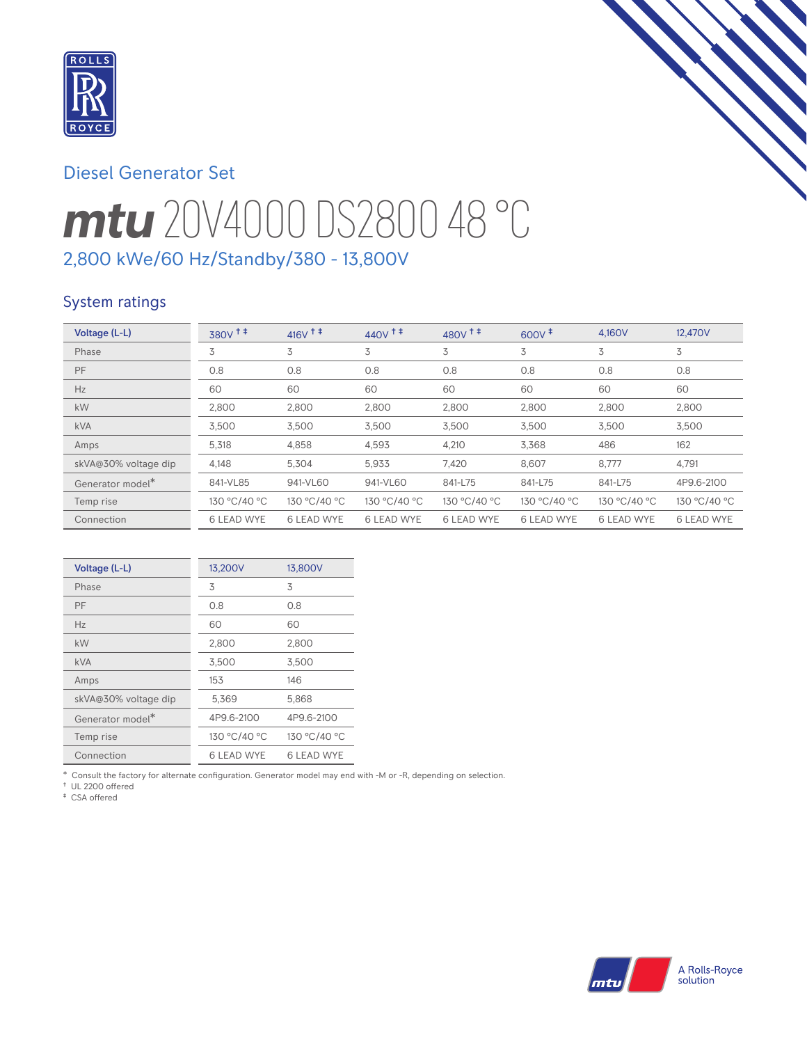## Diesel Generator Set

# *mtu* 20V4000 DS2800 48 °C

### 2,800 kWe/60 Hz/Standby/380 - 13,800V

## System ratings

| Voltage (L-L) | 380V † ‡ | 416V † ‡ | 440V † ‡ | 480V † ‡ | 600V ‡ | 4,160V | 12,470V |
|---|---|---|---|---|---|---|---|
| Phase | 3 | 3 | 3 | 3 | 3 | 3 | 3 |
| PF | 0.8 | 0.8 | 0.8 | 0.8 | 0.8 | 0.8 | 0.8 |
| Hz | 60 | 60 | 60 | 60 | 60 | 60 | 60 |
| kW | 2,800 | 2,800 | 2,800 | 2,800 | 2,800 | 2,800 | 2,800 |
| kVA | 3,500 | 3,500 | 3,500 | 3,500 | 3,500 | 3,500 | 3,500 |
| Amps | 5,318 | 4,858 | 4,593 | 4,210 | 3,368 | 486 | 162 |
| skVA@30% voltage dip | 4,148 | 5,304 | 5,933 | 7,420 | 8,607 | 8,777 | 4,791 |
| Generator model* | 841-VL85 | 941-VL60 | 941-VL60 | 841-L75 | 841-L75 | 841-L75 | 4P9.6-2100 |
| Temp rise | 130 °C/40 °C | 130 °C/40 °C | 130 °C/40 °C | 130 °C/40 °C | 130 °C/40 °C | 130 °C/40 °C | 130 °C/40 °C |
| Connection | 6 LEAD WYE | 6 LEAD WYE | 6 LEAD WYE | 6 LEAD WYE | 6 LEAD WYE | 6 LEAD WYE | 6 LEAD WYE |

| Voltage (L-L) | 13,200V | 13,800V |
|---|---|---|
| Phase | 3 | 3 |
| PF | 0.8 | 0.8 |
| Hz | 60 | 60 |
| kW | 2,800 | 2,800 |
| kVA | 3,500 | 3,500 |
| Amps | 153 | 146 |
| skVA@30% voltage dip | 5,369 | 5,868 |
| Generator model* | 4P9.6-2100 | 4P9.6-2100 |
| Temp rise | 130 °C/40 °C | 130 °C/40 °C |
| Connection | 6 LEAD WYE | 6 LEAD WYE |

* Consult the factory for alternate configuration. Generator model may end with -M or -R, depending on selection.
† UL 2200 offered
‡ CSA offered

A Rolls-Royce solution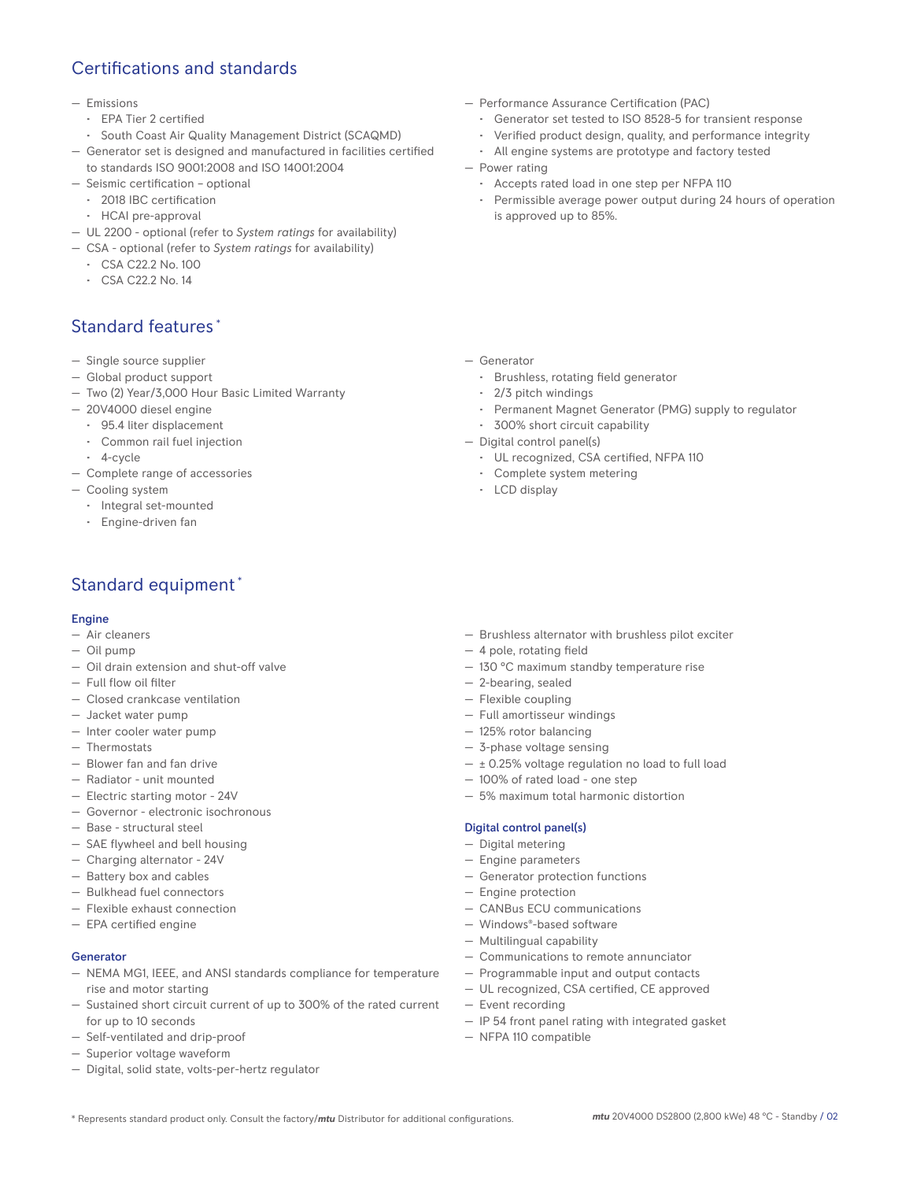## Certifications and standards

- Emissions
  - EPA Tier 2 certified
  - South Coast Air Quality Management District (SCAQMD)
- Generator set is designed and manufactured in facilities certified to standards ISO 9001:2008 and ISO 14001:2004
- Seismic certification – optional
  - 2018 IBC certification
  - HCAI pre-approval
- UL 2200 - optional (refer to *System ratings* for availability)
- CSA - optional (refer to *System ratings* for availability)
  - CSA C22.2 No. 100
  - CSA C22.2 No. 14
- Performance Assurance Certification (PAC)
  - Generator set tested to ISO 8528-5 for transient response
  - Verified product design, quality, and performance integrity
  - All engine systems are prototype and factory tested
- Power rating
  - Accepts rated load in one step per NFPA 110
  - Permissible average power output during 24 hours of operation is approved up to 85%.

## Standard features*

- Single source supplier
- Global product support
- Two (2) Year/3,000 Hour Basic Limited Warranty
- 20V4000 diesel engine
  - 95.4 liter displacement
  - Common rail fuel injection
  - 4-cycle
- Complete range of accessories
- Cooling system
  - Integral set-mounted
  - Engine-driven fan
- Generator
  - Brushless, rotating field generator
  - 2/3 pitch windings
  - Permanent Magnet Generator (PMG) supply to regulator
  - 300% short circuit capability
- Digital control panel(s)
  - UL recognized, CSA certified, NFPA 110
  - Complete system metering
  - LCD display

## Standard equipment*

### Engine

- Air cleaners
- Oil pump
- Oil drain extension and shut-off valve
- Full flow oil filter
- Closed crankcase ventilation
- Jacket water pump
- Inter cooler water pump
- Thermostats
- Blower fan and fan drive
- Radiator - unit mounted
- Electric starting motor - 24V
- Governor - electronic isochronous
- Base - structural steel
- SAE flywheel and bell housing
- Charging alternator - 24V
- Battery box and cables
- Bulkhead fuel connectors
- Flexible exhaust connection
- EPA certified engine

### Generator

- NEMA MG1, IEEE, and ANSI standards compliance for temperature rise and motor starting
- Sustained short circuit current of up to 300% of the rated current for up to 10 seconds
- Self-ventilated and drip-proof
- Superior voltage waveform
- Digital, solid state, volts-per-hertz regulator
- Brushless alternator with brushless pilot exciter
- 4 pole, rotating field
- 130 °C maximum standby temperature rise
- 2-bearing, sealed
- Flexible coupling
- Full amortisseur windings
- 125% rotor balancing
- 3-phase voltage sensing
- ± 0.25% voltage regulation no load to full load
- 100% of rated load - one step
- 5% maximum total harmonic distortion

### Digital control panel(s)

- Digital metering
- Engine parameters
- Generator protection functions
- Engine protection
- CANBus ECU communications
- Windows®-based software
- Multilingual capability
- Communications to remote annunciator
- Programmable input and output contacts
- UL recognized, CSA certified, CE approved
- Event recording
- IP 54 front panel rating with integrated gasket
- NFPA 110 compatible

\* Represents standard product only. Consult the factory/*mtu* Distributor for additional configurations.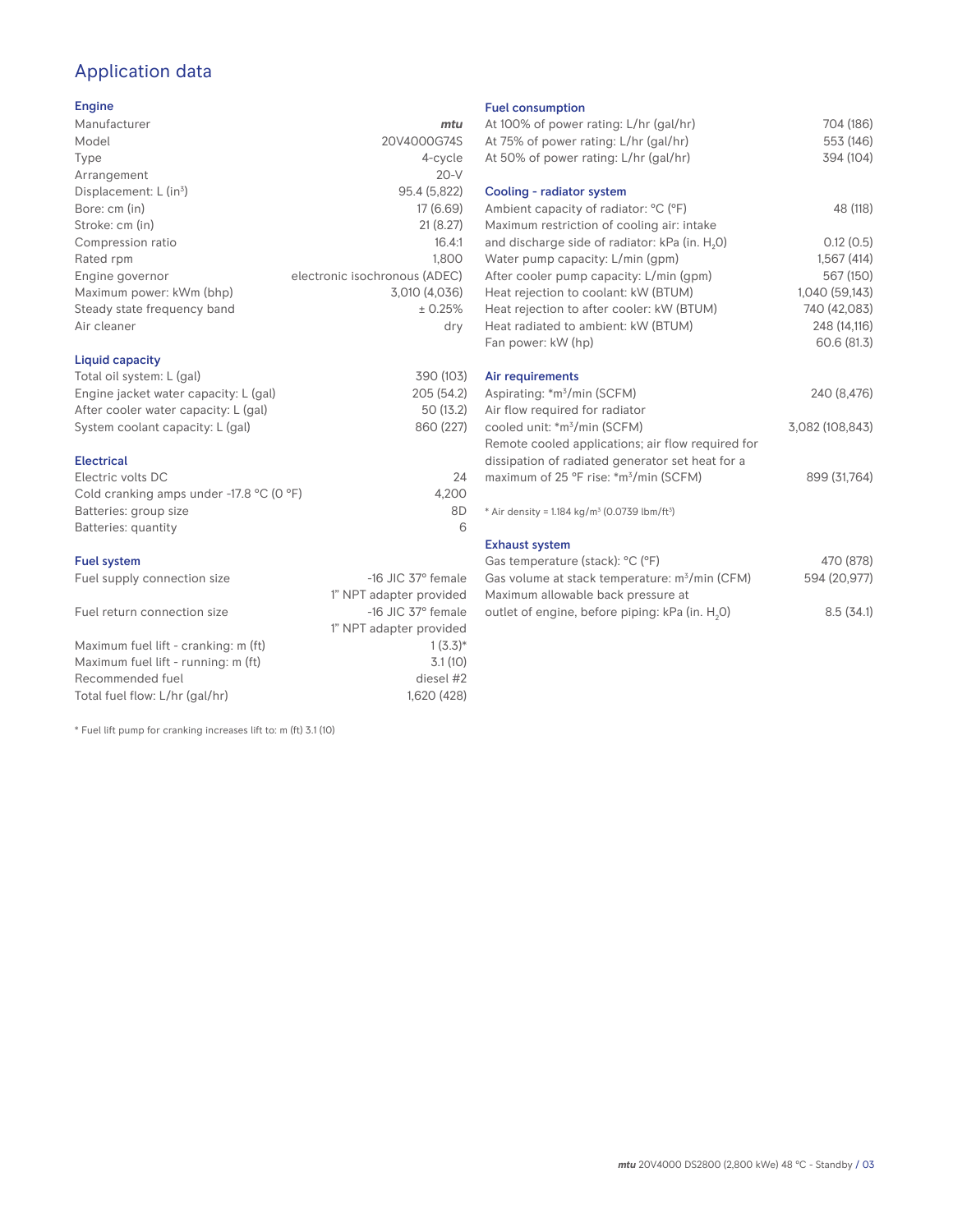# Application data

## Engine

| | |
|---|---|
| Manufacturer | *mtu* |
| Model | 20V4000G74S |
| Type | 4-cycle |
| Arrangement | 20-V |
| Displacement: L ($in^3$) | 95.4 (5,822) |
| Bore: cm (in) | 17 (6.69) |
| Stroke: cm (in) | 21 (8.27) |
| Compression ratio | 16.4:1 |
| Rated rpm | 1,800 |
| Engine governor | electronic isochronous (ADEC) |
| Maximum power: kWm (bhp) | 3,010 (4,036) |
| Steady state frequency band | ± 0.25% |
| Air cleaner | dry |

## Liquid capacity

| | |
|---|---|
| Total oil system: L (gal) | 390 (103) |
| Engine jacket water capacity: L (gal) | 205 (54.2) |
| After cooler water capacity: L (gal) | 50 (13.2) |
| System coolant capacity: L (gal) | 860 (227) |

## Electrical

| | |
|---|---|
| Electric volts DC | 24 |
| Cold cranking amps under -17.8 °C (0 °F) | 4,200 |
| Batteries: group size | 8D |
| Batteries: quantity | 6 |

## Fuel system

| | |
|---|---|
| Fuel supply connection size | -16 JIC 37° female<br>1" NPT adapter provided |
| Fuel return connection size | -16 JIC 37° female<br>1" NPT adapter provided |
| Maximum fuel lift - cranking: m (ft) | 1 (3.3)* |
| Maximum fuel lift - running: m (ft) | 3.1 (10) |
| Recommended fuel | diesel #2 |
| Total fuel flow: L/hr (gal/hr) | 1,620 (428) |

* Fuel lift pump for cranking increases lift to: m (ft) 3.1 (10)

## Fuel consumption

| | |
|---|---|
| At 100% of power rating: L/hr (gal/hr) | 704 (186) |
| At 75% of power rating: L/hr (gal/hr) | 553 (146) |
| At 50% of power rating: L/hr (gal/hr) | 394 (104) |

## Cooling - radiator system

| | |
|---|---|
| Ambient capacity of radiator: °C (°F) | 48 (118) |
| Maximum restriction of cooling air: intake and discharge side of radiator: kPa (in. $H_2O$) | 0.12 (0.5) |
| Water pump capacity: L/min (gpm) | 1,567 (414) |
| After cooler pump capacity: L/min (gpm) | 567 (150) |
| Heat rejection to coolant: kW (BTUM) | 1,040 (59,143) |
| Heat rejection to after cooler: kW (BTUM) | 740 (42,083) |
| Heat radiated to ambient: kW (BTUM) | 248 (14,116) |
| Fan power: kW (hp) | 60.6 (81.3) |

## Air requirements

| | |
|---|---|
| Aspirating: *$m^3$/min (SCFM) | 240 (8,476) |
| Air flow required for radiator cooled unit: *$m^3$/min (SCFM) | 3,082 (108,843) |
| Remote cooled applications; air flow required for dissipation of radiated generator set heat for a maximum of 25 °F rise: *$m^3$/min (SCFM) | 899 (31,764) |

* Air density = 1.184 kg/$m^3$ (0.0739 lbm/$ft^3$)

## Exhaust system

| | |
|---|---|
| Gas temperature (stack): °C (°F) | 470 (878) |
| Gas volume at stack temperature: $m^3$/min (CFM) | 594 (20,977) |
| Maximum allowable back pressure at outlet of engine, before piping: kPa (in. $H_2O$) | 8.5 (34.1) |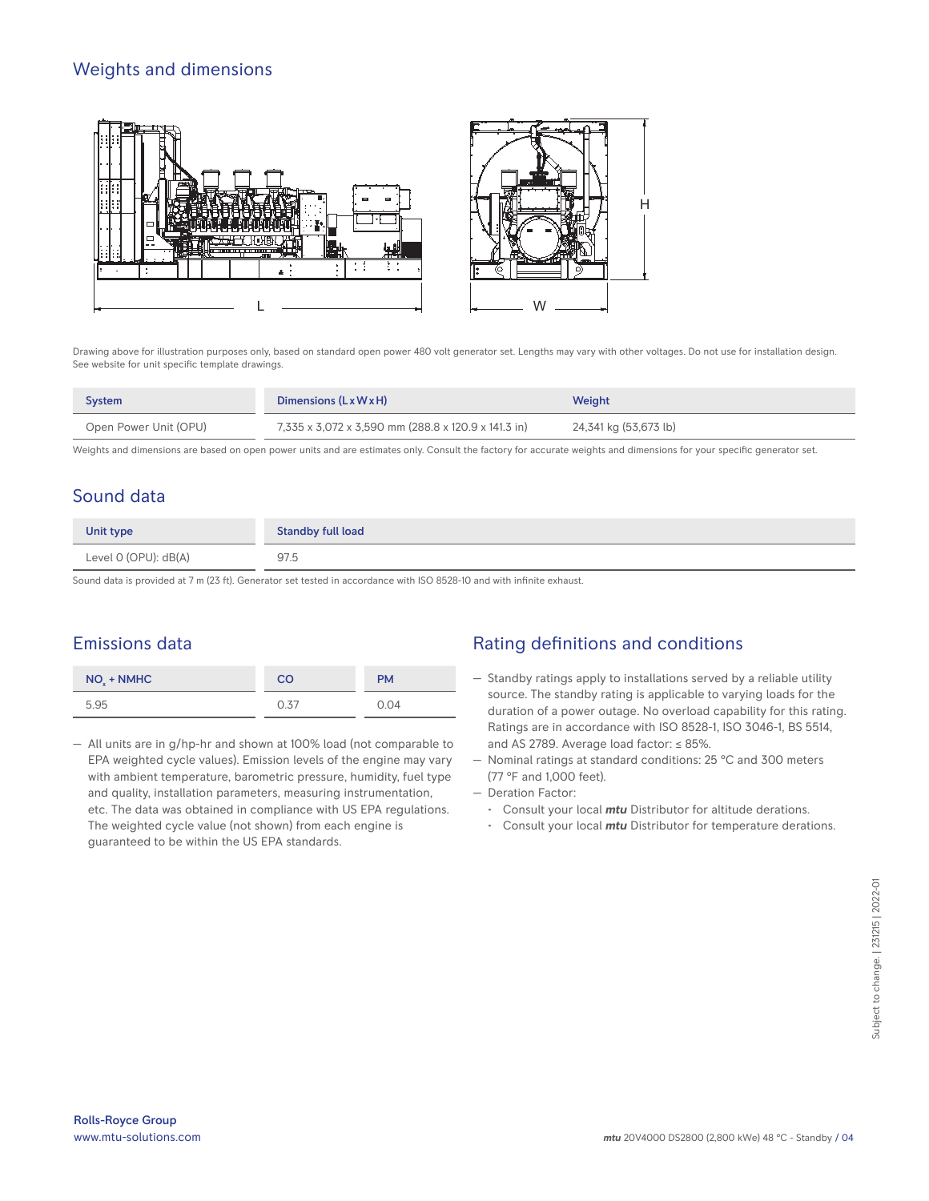## Weights and dimensions

L

W

H

Drawing above for illustration purposes only, based on standard open power 480 volt generator set. Lengths may vary with other voltages. Do not use for installation design. See website for unit specific template drawings.

| System | Dimensions (L x W x H) | Weight |
|---|---|---|
| Open Power Unit (OPU) | 7,335 x 3,072 x 3,590 mm (288.8 x 120.9 x 141.3 in) | 24,341 kg (53,673 lb) |

Weights and dimensions are based on open power units and are estimates only. Consult the factory for accurate weights and dimensions for your specific generator set.

## Sound data

| Unit type | Standby full load |
|---|---|
| Level 0 (OPU): dB(A) | 97.5 |

Sound data is provided at 7 m (23 ft). Generator set tested in accordance with ISO 8528-10 and with infinite exhaust.

## Emissions data

| $NO_x$ + NMHC | CO | PM |
|---|---|---|
| 5.95 | 0.37 | 0.04 |

— All units are in g/hp-hr and shown at 100% load (not comparable to EPA weighted cycle values). Emission levels of the engine may vary with ambient temperature, barometric pressure, humidity, fuel type and quality, installation parameters, measuring instrumentation, etc. The data was obtained in compliance with US EPA regulations. The weighted cycle value (not shown) from each engine is guaranteed to be within the US EPA standards.

## Rating definitions and conditions

— Standby ratings apply to installations served by a reliable utility source. The standby rating is applicable to varying loads for the duration of a power outage. No overload capability for this rating. Ratings are in accordance with ISO 8528-1, ISO 3046-1, BS 5514, and AS 2789. Average load factor: ≤ 85%.

— Nominal ratings at standard conditions: 25 °C and 300 meters (77 °F and 1,000 feet).

— Deration Factor:
- Consult your local ***mtu*** Distributor for altitude derations.
- Consult your local ***mtu*** Distributor for temperature derations.

Subject to change. | 231215 | 2022-01

Rolls-Royce Group
www.mtu-solutions.com